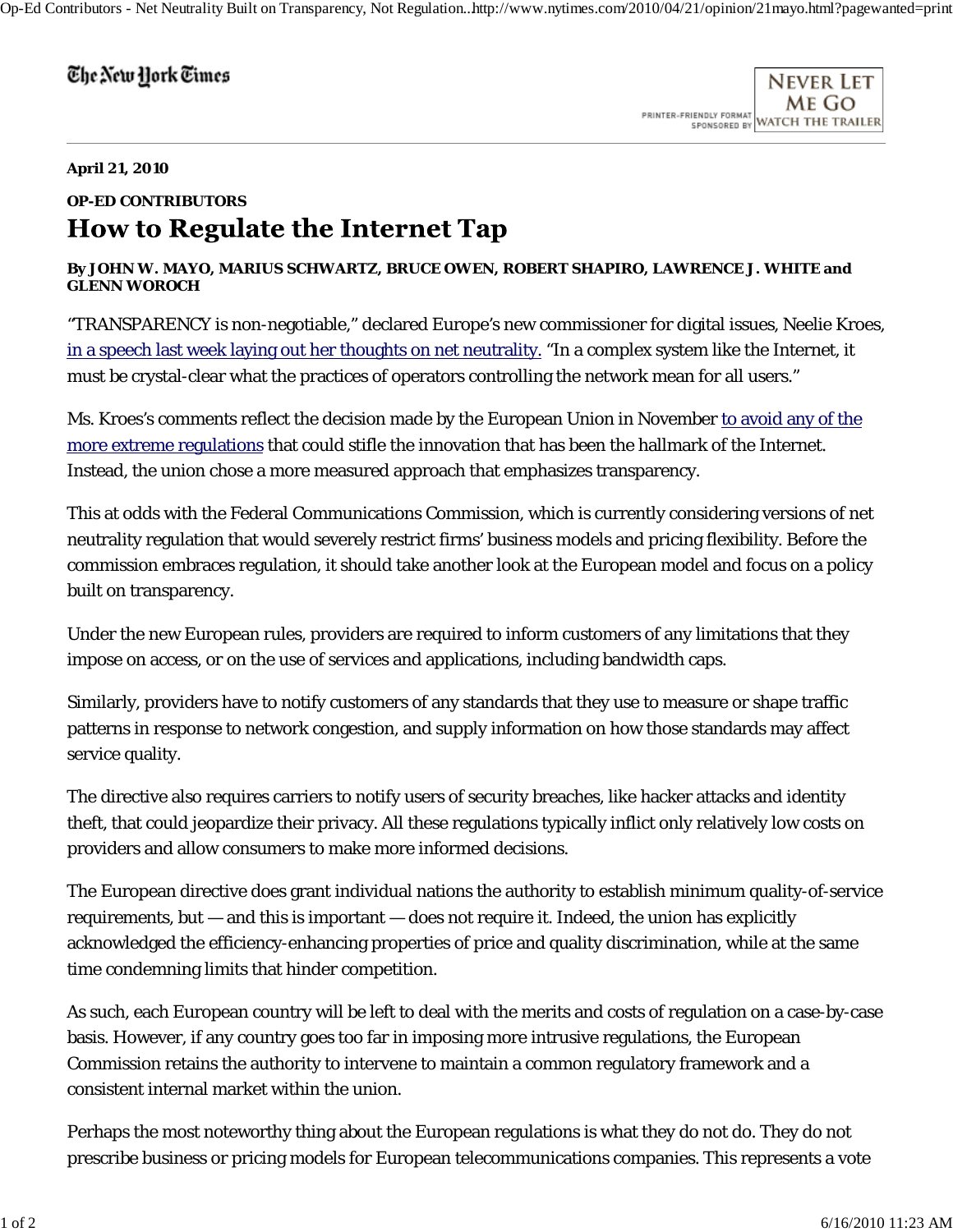The New York Times

April 21, 2010

**OP-ED CONTRIBUTORS**

# How to Regulate the Internet Tap

**By JOHN W. MAYO, MARIUS SCHWARTZ, BRUCE OWEN, ROBERT SHAPIRO, LAWRENCE J. WHITE and GLENN WOROCH**

"TRANSPARENCY is non-negotiable," declared Europe's new commissioner for digital issues, Neelie Kroes, in a speech last week laying out her thoughts on net neutrality. "In a complex system like the Internet, it must be crystal-clear what the practices of operators controlling the network mean for all users."

Ms. Kroes's comments reflect the decision made by the European Union in November to avoid any of the more extreme regulations that could stifle the innovation that has been the hallmark of the Internet. Instead, the union chose a more measured approach that emphasizes transparency.

This at odds with the Federal Communications Commission, which is currently considering versions of net neutrality regulation that would severely restrict firms' business models and pricing flexibility. Before the commission embraces regulation, it should take another look at the European model and focus on a policy built on transparency.

Under the new European rules, providers are required to inform customers of any limitations that they impose on access, or on the use of services and applications, including bandwidth caps.

Similarly, providers have to notify customers of any standards that they use to measure or shape traffic patterns in response to network congestion, and supply information on how those standards may affect service quality.

The directive also requires carriers to notify users of security breaches, like hacker attacks and identity theft, that could jeopardize their privacy. All these regulations typically inflict only relatively low costs on providers and allow consumers to make more informed decisions.

The European directive does grant individual nations the authority to establish minimum quality-of-service requirements, but — and this is important — does not require it. Indeed, the union has explicitly acknowledged the efficiency-enhancing properties of price and quality discrimination, while at the same time condemning limits that hinder competition.

As such, each European country will be left to deal with the merits and costs of regulation on a case-by-case basis. However, if any country goes too far in imposing more intrusive regulations, the European Commission retains the authority to intervene to maintain a common regulatory framework and a consistent internal market within the union.

Perhaps the most noteworthy thing about the European regulations is what they do not do. They do not prescribe business or pricing models for European telecommunications companies. This represents a vote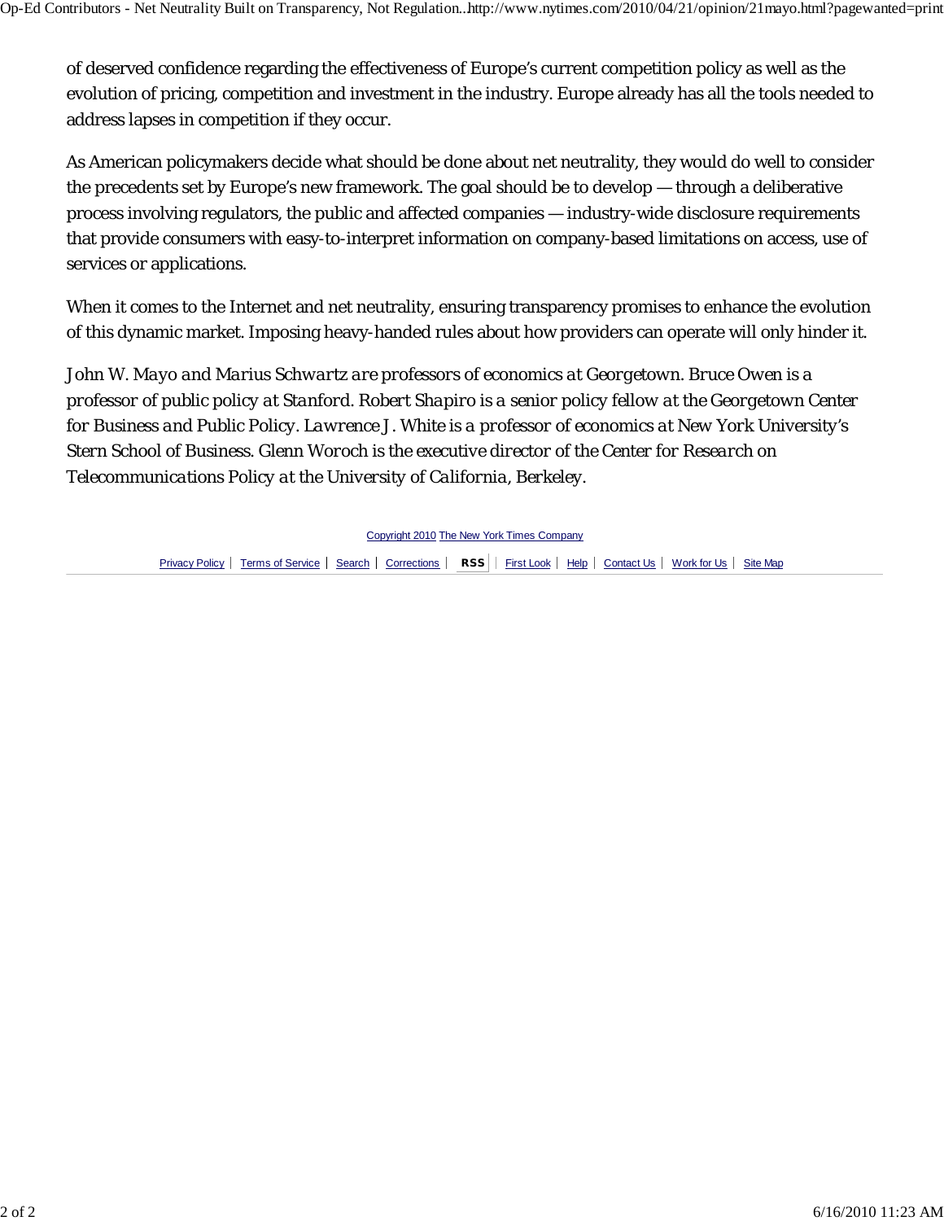of deserved confidence regarding the effectiveness of Europe's current competition policy as well as the evolution of pricing, competition and investment in the industry. Europe already has all the tools needed to address lapses in competition if they occur.

As American policymakers decide what should be done about net neutrality, they would do well to consider the precedents set by Europe's new framework. The goal should be to develop — through a deliberative process involving regulators, the public and affected companies — industry-wide disclosure requirements that provide consumers with easy-to-interpret information on company-based limitations on access, use of services or applications.

When it comes to the Internet and net neutrality, ensuring transparency promises to enhance the evolution of this dynamic market. Imposing heavy-handed rules about how providers can operate will only hinder it.

*John W. Mayo and Marius Schwartz are professors of economics at Georgetown. Bruce Owen is a professor of public policy at Stanford. Robert Shapiro is a senior policy fellow at the Georgetown Center for Business and Public Policy. Lawrence J. White is a professor of economics at New York University's Stern School of Business. Glenn Woroch is the executive director of the Center for Research on Telecommunications Policy at the University of California, Berkeley.*

Copyright 2010 The New York Times Company

Privacy Policy | Terms of Service | Search | Corrections | RSS | First Look | Help | Contact Us | Work for Us | Site Map